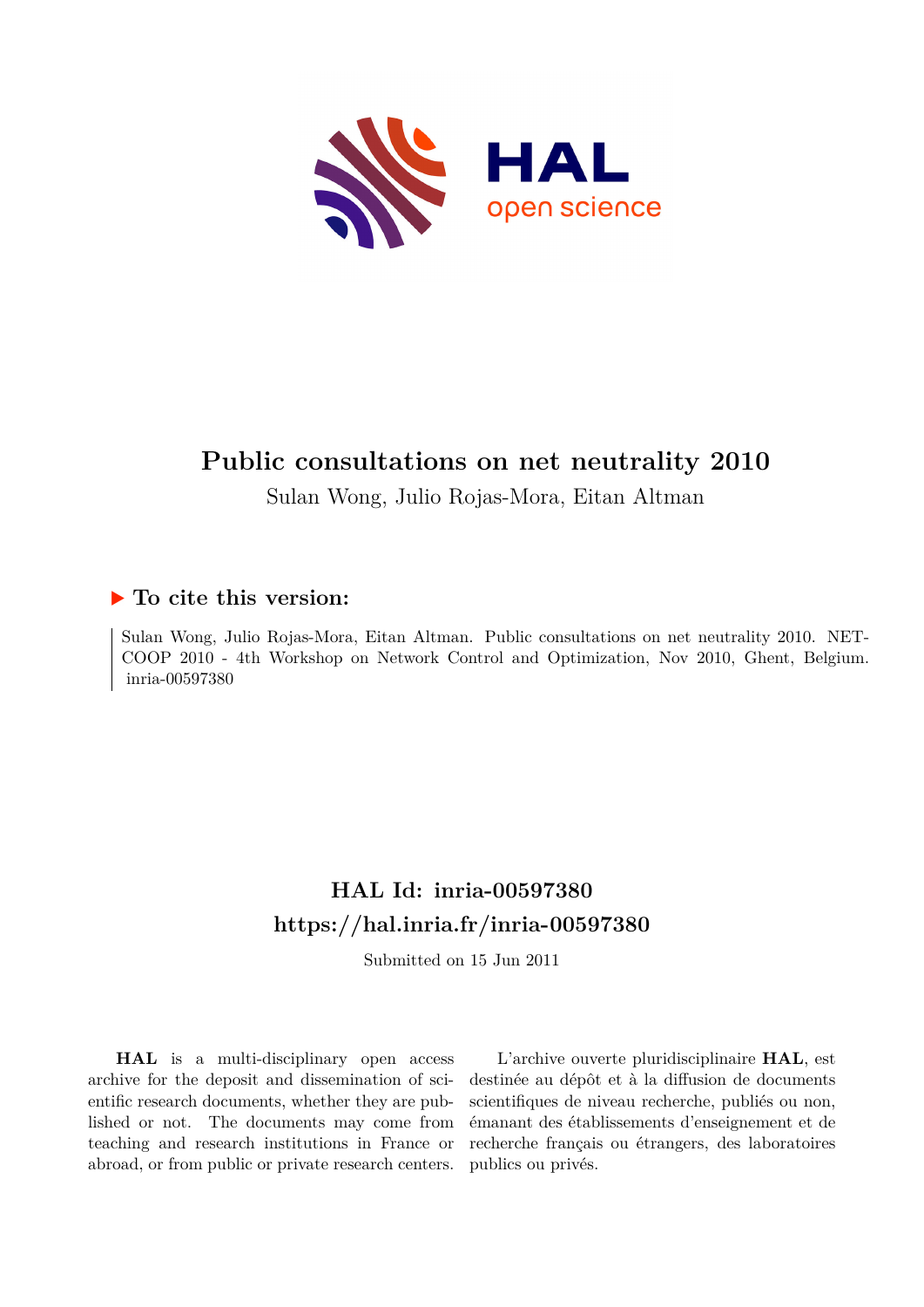# Public consultations on net neutrality 2010

Sulan Wong, Julio Rojas-Mora, Eitan Altman

## ▶ To cite this version:

Sulan Wong, Julio Rojas-Mora, Eitan Altman. Public consultations on net neutrality 2010. NET-COOP 2010 - 4th Workshop on Network Control and Optimization, Nov 2010, Ghent, Belgium. inria-00597380

## HAL Id: inria-00597380

## https://hal.inria.fr/inria-00597380

Submitted on 15 Jun 2011

**HAL** is a multi-disciplinary open access archive for the deposit and dissemination of scientific research documents, whether they are published or not. The documents may come from teaching and research institutions in France or abroad, or from public or private research centers.

L'archive ouverte pluridisciplinaire **HAL**, est destinée au dépôt et à la diffusion de documents scientifiques de niveau recherche, publiés ou non, émanant des établissements d'enseignement et de recherche français ou étrangers, des laboratoires publics ou privés.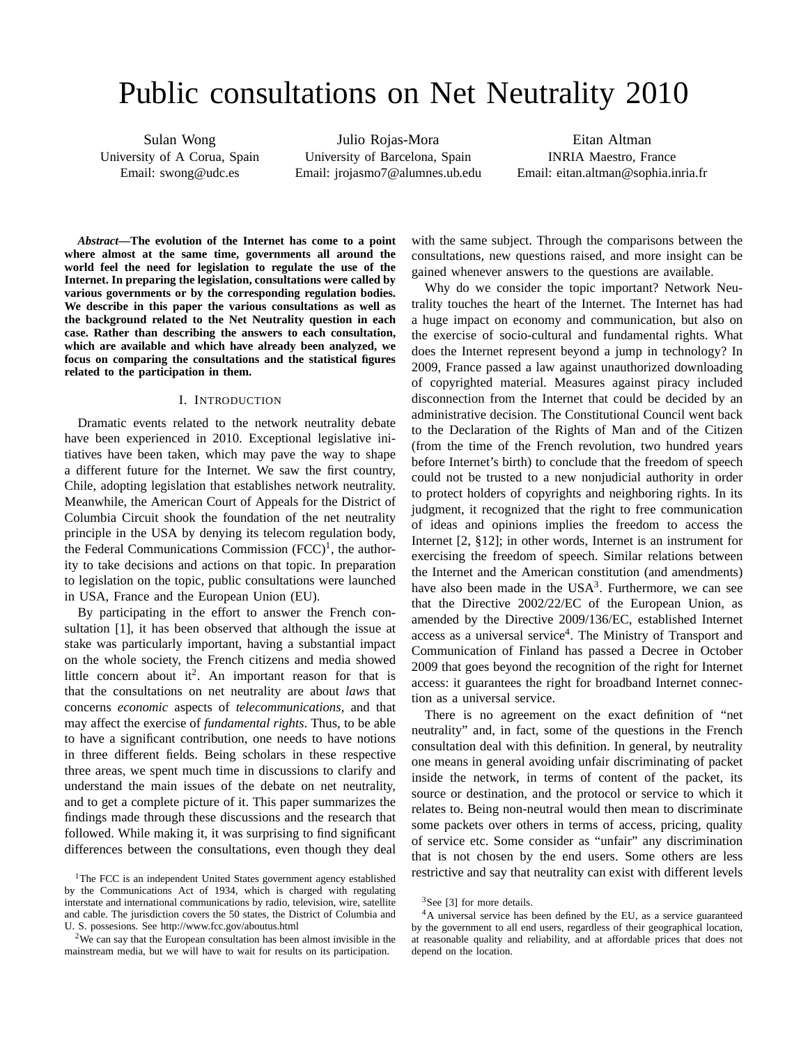# Public consultations on Net Neutrality 2010

Sulan Wong
University of A Corua, Spain
Email: swong@udc.es

Julio Rojas-Mora
University of Barcelona, Spain
Email: jrojasmo7@alumnes.ub.edu

Eitan Altman
INRIA Maestro, France
Email: eitan.altman@sophia.inria.fr

***Abstract*—The evolution of the Internet has come to a point where almost at the same time, governments all around the world feel the need for legislation to regulate the use of the Internet. In preparing the legislation, consultations were called by various governments or by the corresponding regulation bodies. We describe in this paper the various consultations as well as the background related to the Net Neutrality question in each case. Rather than describing the answers to each consultation, which are available and which have already been analyzed, we focus on comparing the consultations and the statistical figures related to the participation in them.**

## I. Introduction

Dramatic events related to the network neutrality debate have been experienced in 2010. Exceptional legislative initiatives have been taken, which may pave the way to shape a different future for the Internet. We saw the first country, Chile, adopting legislation that establishes network neutrality. Meanwhile, the American Court of Appeals for the District of Columbia Circuit shook the foundation of the net neutrality principle in the USA by denying its telecom regulation body, the Federal Communications Commission (FCC)[1], the authority to take decisions and actions on that topic. In preparation to legislation on the topic, public consultations were launched in USA, France and the European Union (EU).

By participating in the effort to answer the French consultation [1], it has been observed that although the issue at stake was particularly important, having a substantial impact on the whole society, the French citizens and media showed little concern about it[2]. An important reason for that is that the consultations on net neutrality are about *laws* that concerns *economic* aspects of *telecommunications*, and that may affect the exercise of *fundamental rights*. Thus, to be able to have a significant contribution, one needs to have notions in three different fields. Being scholars in these respective three areas, we spent much time in discussions to clarify and understand the main issues of the debate on net neutrality, and to get a complete picture of it. This paper summarizes the findings made through these discussions and the research that followed. While making it, it was surprising to find significant differences between the consultations, even though they deal with the same subject. Through the comparisons between the consultations, new questions raised, and more insight can be gained whenever answers to the questions are available.

Why do we consider the topic important? Network Neutrality touches the heart of the Internet. The Internet has had a huge impact on economy and communication, but also on the exercise of socio-cultural and fundamental rights. What does the Internet represent beyond a jump in technology? In 2009, France passed a law against unauthorized downloading of copyrighted material. Measures against piracy included disconnection from the Internet that could be decided by an administrative decision. The Constitutional Council went back to the Declaration of the Rights of Man and of the Citizen (from the time of the French revolution, two hundred years before Internet's birth) to conclude that the freedom of speech could not be trusted to a new nonjudicial authority in order to protect holders of copyrights and neighboring rights. In its judgment, it recognized that the right to free communication of ideas and opinions implies the freedom to access the Internet [2, §12]; in other words, Internet is an instrument for exercising the freedom of speech. Similar relations between the Internet and the American constitution (and amendments) have also been made in the USA[3]. Furthermore, we can see that the Directive 2002/22/EC of the European Union, as amended by the Directive 2009/136/EC, established Internet access as a universal service[4]. The Ministry of Transport and Communication of Finland has passed a Decree in October 2009 that goes beyond the recognition of the right for Internet access: it guarantees the right for broadband Internet connection as a universal service.

There is no agreement on the exact definition of "net neutrality" and, in fact, some of the questions in the French consultation deal with this definition. In general, by neutrality one means in general avoiding unfair discriminating of packet inside the network, in terms of content of the packet, its source or destination, and the protocol or service to which it relates to. Being non-neutral would then mean to discriminate some packets over others in terms of access, pricing, quality of service etc. Some consider as "unfair" any discrimination that is not chosen by the end users. Some others are less restrictive and say that neutrality can exist with different levels

[1] The FCC is an independent United States government agency established by the Communications Act of 1934, which is charged with regulating interstate and international communications by radio, television, wire, satellite and cable. The jurisdiction covers the 50 states, the District of Columbia and U. S. possesions. See http://www.fcc.gov/aboutus.html

[2] We can say that the European consultation has been almost invisible in the mainstream media, but we will have to wait for results on its participation.

[3] See [3] for more details.

[4] A universal service has been defined by the EU, as a service guaranteed by the government to all end users, regardless of their geographical location, at reasonable quality and reliability, and at affordable prices that does not depend on the location.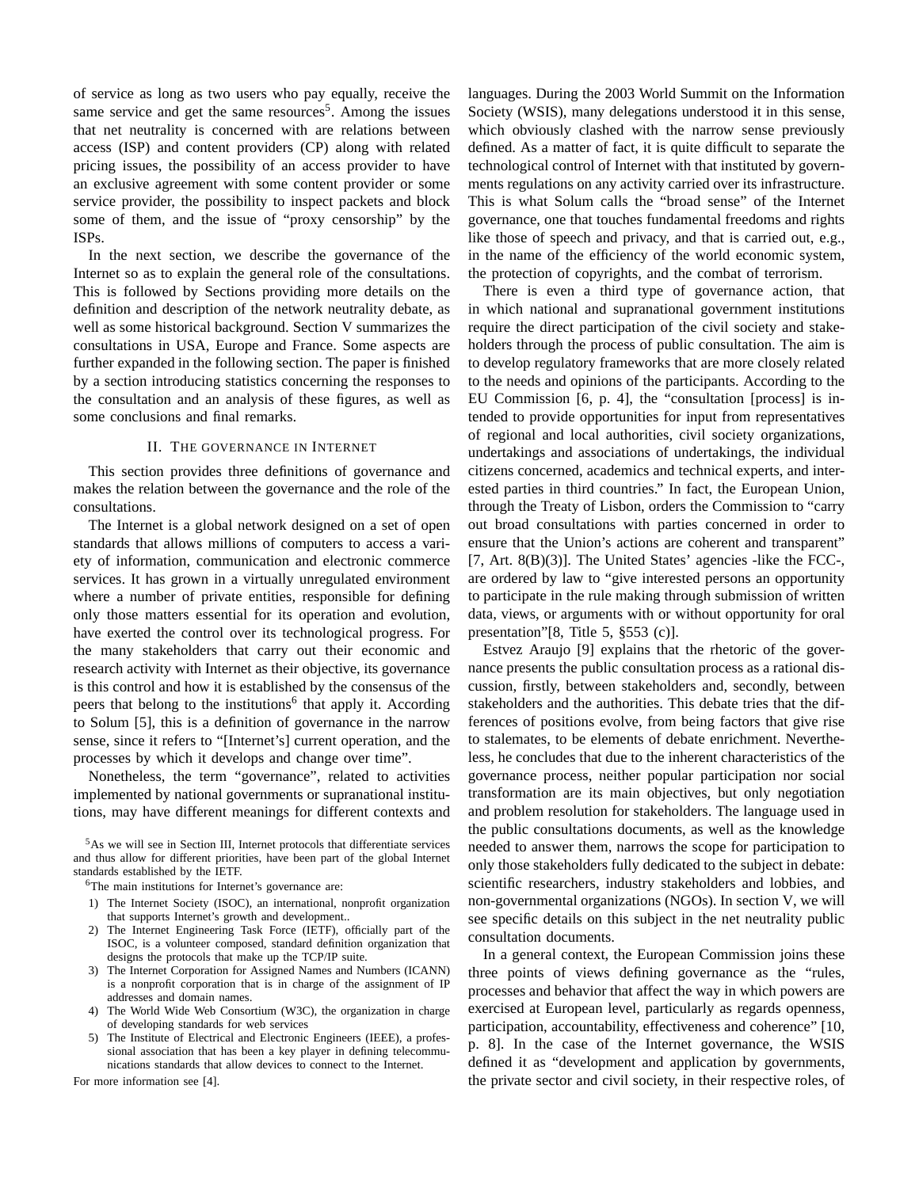of service as long as two users who pay equally, receive the same service and get the same resources[5]. Among the issues that net neutrality is concerned with are relations between access (ISP) and content providers (CP) along with related pricing issues, the possibility of an access provider to have an exclusive agreement with some content provider or some service provider, the possibility to inspect packets and block some of them, and the issue of "proxy censorship" by the ISPs.

In the next section, we describe the governance of the Internet so as to explain the general role of the consultations. This is followed by Sections providing more details on the definition and description of the network neutrality debate, as well as some historical background. Section V summarizes the consultations in USA, Europe and France. Some aspects are further expanded in the following section. The paper is finished by a section introducing statistics concerning the responses to the consultation and an analysis of these figures, as well as some conclusions and final remarks.

## II. The governance in Internet

This section provides three definitions of governance and makes the relation between the governance and the role of the consultations.

The Internet is a global network designed on a set of open standards that allows millions of computers to access a variety of information, communication and electronic commerce services. It has grown in a virtually unregulated environment where a number of private entities, responsible for defining only those matters essential for its operation and evolution, have exerted the control over its technological progress. For the many stakeholders that carry out their economic and research activity with Internet as their objective, its governance is this control and how it is established by the consensus of the peers that belong to the institutions[6] that apply it. According to Solum [5], this is a definition of governance in the narrow sense, since it refers to "[Internet's] current operation, and the processes by which it develops and change over time".

Nonetheless, the term "governance", related to activities implemented by national governments or supranational institutions, may have different meanings for different contexts and languages. During the 2003 World Summit on the Information Society (WSIS), many delegations understood it in this sense, which obviously clashed with the narrow sense previously defined. As a matter of fact, it is quite difficult to separate the technological control of Internet with that instituted by governments regulations on any activity carried over its infrastructure. This is what Solum calls the "broad sense" of the Internet governance, one that touches fundamental freedoms and rights like those of speech and privacy, and that is carried out, e.g., in the name of the efficiency of the world economic system, the protection of copyrights, and the combat of terrorism.

There is even a third type of governance action, that in which national and supranational government institutions require the direct participation of the civil society and stakeholders through the process of public consultation. The aim is to develop regulatory frameworks that are more closely related to the needs and opinions of the participants. According to the EU Commission [6, p. 4], the "consultation [process] is intended to provide opportunities for input from representatives of regional and local authorities, civil society organizations, undertakings and associations of undertakings, the individual citizens concerned, academics and technical experts, and interested parties in third countries." In fact, the European Union, through the Treaty of Lisbon, orders the Commission to "carry out broad consultations with parties concerned in order to ensure that the Union's actions are coherent and transparent" [7, Art. 8(B)(3)]. The United States' agencies -like the FCC-, are ordered by law to "give interested persons an opportunity to participate in the rule making through submission of written data, views, or arguments with or without opportunity for oral presentation"[8, Title 5, §553 (c)].

Estvez Araujo [9] explains that the rhetoric of the governance presents the public consultation process as a rational discussion, firstly, between stakeholders and, secondly, between stakeholders and the authorities. This debate tries that the differences of positions evolve, from being factors that give rise to stalemates, to be elements of debate enrichment. Nevertheless, he concludes that due to the inherent characteristics of the governance process, neither popular participation nor social transformation are its main objectives, but only negotiation and problem resolution for stakeholders. The language used in the public consultations documents, as well as the knowledge needed to answer them, narrows the scope for participation to only those stakeholders fully dedicated to the subject in debate: scientific researchers, industry stakeholders and lobbies, and non-governmental organizations (NGOs). In section V, we will see specific details on this subject in the net neutrality public consultation documents.

In a general context, the European Commission joins these three points of views defining governance as the "rules, processes and behavior that affect the way in which powers are exercised at European level, particularly as regards openness, participation, accountability, effectiveness and coherence" [10, p. 8]. In the case of the Internet governance, the WSIS defined it as "development and application by governments, the private sector and civil society, in their respective roles, of

---

[5] As we will see in Section III, Internet protocols that differentiate services and thus allow for different priorities, have been part of the global Internet standards established by the IETF.

[6] The main institutions for Internet's governance are:

1) The Internet Society (ISOC), an international, nonprofit organization that supports Internet's growth and development..
2) The Internet Engineering Task Force (IETF), officially part of the ISOC, is a volunteer composed, standard definition organization that designs the protocols that make up the TCP/IP suite.
3) The Internet Corporation for Assigned Names and Numbers (ICANN) is a nonprofit corporation that is in charge of the assignment of IP addresses and domain names.
4) The World Wide Web Consortium (W3C), the organization in charge of developing standards for web services
5) The Institute of Electrical and Electronic Engineers (IEEE), a professional association that has been a key player in defining telecommunications standards that allow devices to connect to the Internet.

For more information see [4].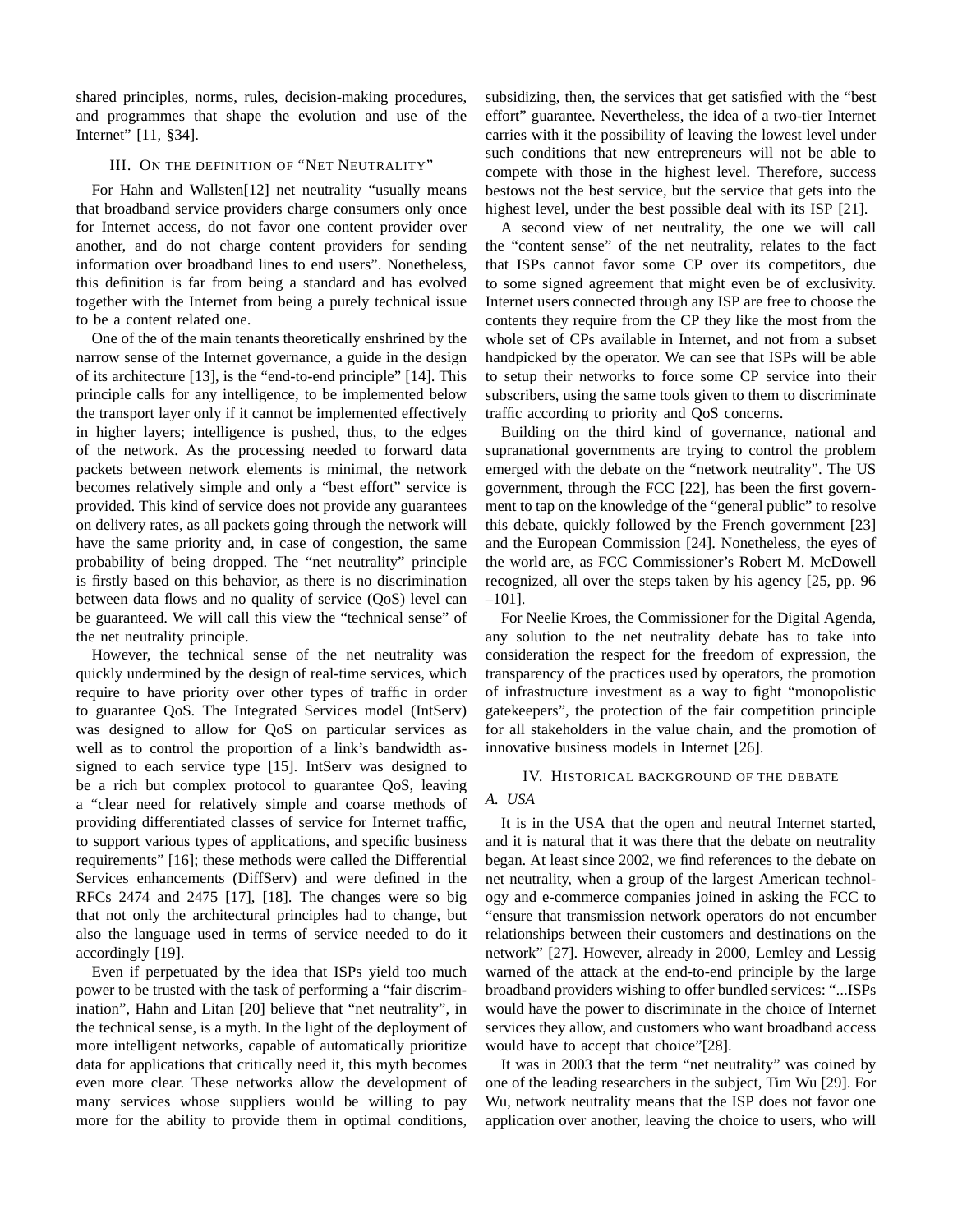shared principles, norms, rules, decision-making procedures, and programmes that shape the evolution and use of the Internet" [11, §34].

## III. On the definition of "Net Neutrality"

For Hahn and Wallsten[12] net neutrality "usually means that broadband service providers charge consumers only once for Internet access, do not favor one content provider over another, and do not charge content providers for sending information over broadband lines to end users". Nonetheless, this definition is far from being a standard and has evolved together with the Internet from being a purely technical issue to be a content related one.

One of the of the main tenants theoretically enshrined by the narrow sense of the Internet governance, a guide in the design of its architecture [13], is the "end-to-end principle" [14]. This principle calls for any intelligence, to be implemented below the transport layer only if it cannot be implemented effectively in higher layers; intelligence is pushed, thus, to the edges of the network. As the processing needed to forward data packets between network elements is minimal, the network becomes relatively simple and only a "best effort" service is provided. This kind of service does not provide any guarantees on delivery rates, as all packets going through the network will have the same priority and, in case of congestion, the same probability of being dropped. The "net neutrality" principle is firstly based on this behavior, as there is no discrimination between data flows and no quality of service (QoS) level can be guaranteed. We will call this view the "technical sense" of the net neutrality principle.

However, the technical sense of the net neutrality was quickly undermined by the design of real-time services, which require to have priority over other types of traffic in order to guarantee QoS. The Integrated Services model (IntServ) was designed to allow for QoS on particular services as well as to control the proportion of a link's bandwidth assigned to each service type [15]. IntServ was designed to be a rich but complex protocol to guarantee QoS, leaving a "clear need for relatively simple and coarse methods of providing differentiated classes of service for Internet traffic, to support various types of applications, and specific business requirements" [16]; these methods were called the Differential Services enhancements (DiffServ) and were defined in the RFCs 2474 and 2475 [17], [18]. The changes were so big that not only the architectural principles had to change, but also the language used in terms of service needed to do it accordingly [19].

Even if perpetuated by the idea that ISPs yield too much power to be trusted with the task of performing a "fair discrimination", Hahn and Litan [20] believe that "net neutrality", in the technical sense, is a myth. In the light of the deployment of more intelligent networks, capable of automatically prioritize data for applications that critically need it, this myth becomes even more clear. These networks allow the development of many services whose suppliers would be willing to pay more for the ability to provide them in optimal conditions, subsidizing, then, the services that get satisfied with the "best effort" guarantee. Nevertheless, the idea of a two-tier Internet carries with it the possibility of leaving the lowest level under such conditions that new entrepreneurs will not be able to compete with those in the highest level. Therefore, success bestows not the best service, but the service that gets into the highest level, under the best possible deal with its ISP [21].

A second view of net neutrality, the one we will call the "content sense" of the net neutrality, relates to the fact that ISPs cannot favor some CP over its competitors, due to some signed agreement that might even be of exclusivity. Internet users connected through any ISP are free to choose the contents they require from the CP they like the most from the whole set of CPs available in Internet, and not from a subset handpicked by the operator. We can see that ISPs will be able to setup their networks to force some CP service into their subscribers, using the same tools given to them to discriminate traffic according to priority and QoS concerns.

Building on the third kind of governance, national and supranational governments are trying to control the problem emerged with the debate on the "network neutrality". The US government, through the FCC [22], has been the first government to tap on the knowledge of the "general public" to resolve this debate, quickly followed by the French government [23] and the European Commission [24]. Nonetheless, the eyes of the world are, as FCC Commissioner's Robert M. McDowell recognized, all over the steps taken by his agency [25, pp. 96 –101].

For Neelie Kroes, the Commissioner for the Digital Agenda, any solution to the net neutrality debate has to take into consideration the respect for the freedom of expression, the transparency of the practices used by operators, the promotion of infrastructure investment as a way to fight "monopolistic gatekeepers", the protection of the fair competition principle for all stakeholders in the value chain, and the promotion of innovative business models in Internet [26].

## IV. Historical background of the debate

### *A. USA*

It is in the USA that the open and neutral Internet started, and it is natural that it was there that the debate on neutrality began. At least since 2002, we find references to the debate on net neutrality, when a group of the largest American technology and e-commerce companies joined in asking the FCC to "ensure that transmission network operators do not encumber relationships between their customers and destinations on the network" [27]. However, already in 2000, Lemley and Lessig warned of the attack at the end-to-end principle by the large broadband providers wishing to offer bundled services: "...ISPs would have the power to discriminate in the choice of Internet services they allow, and customers who want broadband access would have to accept that choice"[28].

It was in 2003 that the term "net neutrality" was coined by one of the leading researchers in the subject, Tim Wu [29]. For Wu, network neutrality means that the ISP does not favor one application over another, leaving the choice to users, who will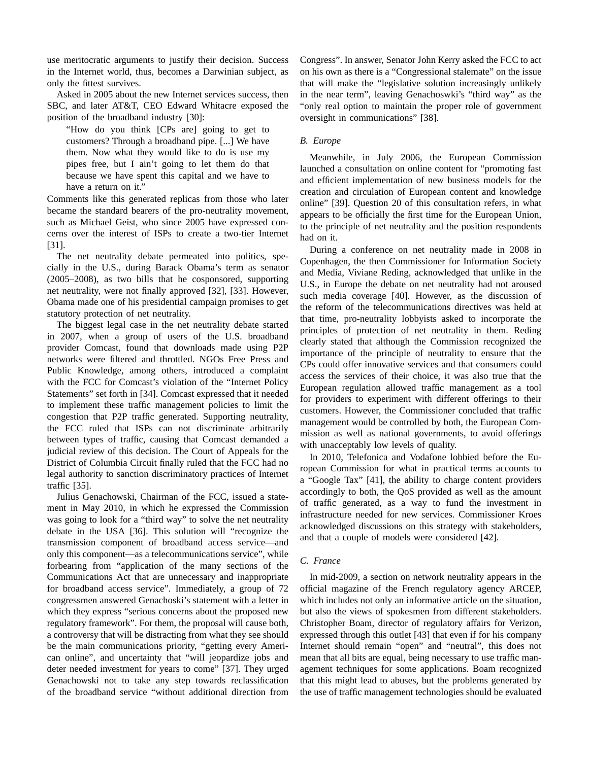use meritocratic arguments to justify their decision. Success in the Internet world, thus, becomes a Darwinian subject, as only the fittest survives.

Asked in 2005 about the new Internet services success, then SBC, and later AT&T, CEO Edward Whitacre exposed the position of the broadband industry [30]:

> "How do you think [CPs are] going to get to customers? Through a broadband pipe. [...] We have them. Now what they would like to do is use my pipes free, but I ain't going to let them do that because we have spent this capital and we have to have a return on it."

Comments like this generated replicas from those who later became the standard bearers of the pro-neutrality movement, such as Michael Geist, who since 2005 have expressed concerns over the interest of ISPs to create a two-tier Internet [31].

The net neutrality debate permeated into politics, specially in the U.S., during Barack Obama's term as senator (2005–2008), as two bills that he cosponsored, supporting net neutrality, were not finally approved [32], [33]. However, Obama made one of his presidential campaign promises to get statutory protection of net neutrality.

The biggest legal case in the net neutrality debate started in 2007, when a group of users of the U.S. broadband provider Comcast, found that downloads made using P2P networks were filtered and throttled. NGOs Free Press and Public Knowledge, among others, introduced a complaint with the FCC for Comcast's violation of the "Internet Policy Statements" set forth in [34]. Comcast expressed that it needed to implement these traffic management policies to limit the congestion that P2P traffic generated. Supporting neutrality, the FCC ruled that ISPs can not discriminate arbitrarily between types of traffic, causing that Comcast demanded a judicial review of this decision. The Court of Appeals for the District of Columbia Circuit finally ruled that the FCC had no legal authority to sanction discriminatory practices of Internet traffic [35].

Julius Genachowski, Chairman of the FCC, issued a statement in May 2010, in which he expressed the Commission was going to look for a "third way" to solve the net neutrality debate in the USA [36]. This solution will "recognize the transmission component of broadband access service—and only this component—as a telecommunications service", while forbearing from "application of the many sections of the Communications Act that are unnecessary and inappropriate for broadband access service". Immediately, a group of 72 congressmen answered Genachoski's statement with a letter in which they express "serious concerns about the proposed new regulatory framework". For them, the proposal will cause both, a controversy that will be distracting from what they see should be the main communications priority, "getting every American online", and uncertainty that "will jeopardize jobs and deter needed investment for years to come" [37]. They urged Genachowski not to take any step towards reclassification of the broadband service "without additional direction from Congress". In answer, Senator John Kerry asked the FCC to act on his own as there is a "Congressional stalemate" on the issue that will make the "legislative solution increasingly unlikely in the near term", leaving Genachoswki's "third way" as the "only real option to maintain the proper role of government oversight in communications" [38].

### *B. Europe*

Meanwhile, in July 2006, the European Commission launched a consultation on online content for "promoting fast and efficient implementation of new business models for the creation and circulation of European content and knowledge online" [39]. Question 20 of this consultation refers, in what appears to be officially the first time for the European Union, to the principle of net neutrality and the position respondents had on it.

During a conference on net neutrality made in 2008 in Copenhagen, the then Commissioner for Information Society and Media, Viviane Reding, acknowledged that unlike in the U.S., in Europe the debate on net neutrality had not aroused such media coverage [40]. However, as the discussion of the reform of the telecommunications directives was held at that time, pro-neutrality lobbyists asked to incorporate the principles of protection of net neutrality in them. Reding clearly stated that although the Commission recognized the importance of the principle of neutrality to ensure that the CPs could offer innovative services and that consumers could access the services of their choice, it was also true that the European regulation allowed traffic management as a tool for providers to experiment with different offerings to their customers. However, the Commissioner concluded that traffic management would be controlled by both, the European Commission as well as national governments, to avoid offerings with unacceptably low levels of quality.

In 2010, Telefonica and Vodafone lobbied before the European Commission for what in practical terms accounts to a "Google Tax" [41], the ability to charge content providers accordingly to both, the QoS provided as well as the amount of traffic generated, as a way to fund the investment in infrastructure needed for new services. Commissioner Kroes acknowledged discussions on this strategy with stakeholders, and that a couple of models were considered [42].

### *C. France*

In mid-2009, a section on network neutrality appears in the official magazine of the French regulatory agency ARCEP, which includes not only an informative article on the situation, but also the views of spokesmen from different stakeholders. Christopher Boam, director of regulatory affairs for Verizon, expressed through this outlet [43] that even if for his company Internet should remain "open" and "neutral", this does not mean that all bits are equal, being necessary to use traffic management techniques for some applications. Boam recognized that this might lead to abuses, but the problems generated by the use of traffic management technologies should be evaluated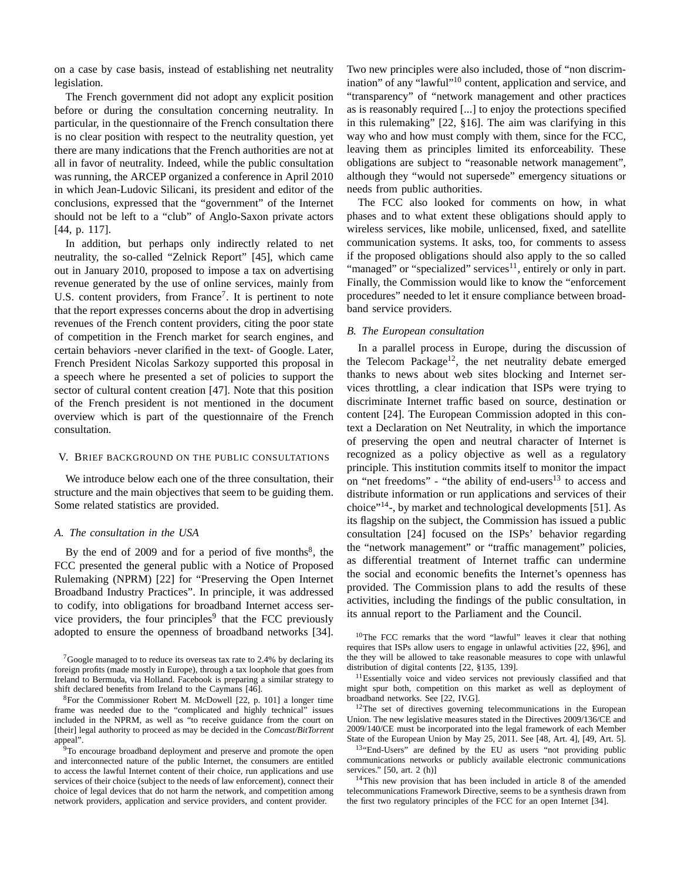on a case by case basis, instead of establishing net neutrality legislation.

The French government did not adopt any explicit position before or during the consultation concerning neutrality. In particular, in the questionnaire of the French consultation there is no clear position with respect to the neutrality question, yet there are many indications that the French authorities are not at all in favor of neutrality. Indeed, while the public consultation was running, the ARCEP organized a conference in April 2010 in which Jean-Ludovic Silicani, its president and editor of the conclusions, expressed that the "government" of the Internet should not be left to a "club" of Anglo-Saxon private actors [44, p. 117].

In addition, but perhaps only indirectly related to net neutrality, the so-called "Zelnick Report" [45], which came out in January 2010, proposed to impose a tax on advertising revenue generated by the use of online services, mainly from U.S. content providers, from France[7]. It is pertinent to note that the report expresses concerns about the drop in advertising revenues of the French content providers, citing the poor state of competition in the French market for search engines, and certain behaviors -never clarified in the text- of Google. Later, French President Nicolas Sarkozy supported this proposal in a speech where he presented a set of policies to support the sector of cultural content creation [47]. Note that this position of the French president is not mentioned in the document overview which is part of the questionnaire of the French consultation.

## V. Brief background on the public consultations

We introduce below each one of the three consultation, their structure and the main objectives that seem to be guiding them. Some related statistics are provided.

### A. The consultation in the USA

By the end of 2009 and for a period of five months[8], the FCC presented the general public with a Notice of Proposed Rulemaking (NPRM) [22] for "Preserving the Open Internet Broadband Industry Practices". In principle, it was addressed to codify, into obligations for broadband Internet access service providers, the four principles[9] that the FCC previously adopted to ensure the openness of broadband networks [34]. Two new principles were also included, those of "non discrimination" of any "lawful"[10] content, application and service, and "transparency" of "network management and other practices as is reasonably required [...] to enjoy the protections specified in this rulemaking" [22, §16]. The aim was clarifying in this way who and how must comply with them, since for the FCC, leaving them as principles limited its enforceability. These obligations are subject to "reasonable network management", although they "would not supersede" emergency situations or needs from public authorities.

The FCC also looked for comments on how, in what phases and to what extent these obligations should apply to wireless services, like mobile, unlicensed, fixed, and satellite communication systems. It asks, too, for comments to assess if the proposed obligations should also apply to the so called "managed" or "specialized" services[11], entirely or only in part. Finally, the Commission would like to know the "enforcement procedures" needed to let it ensure compliance between broadband service providers.

### B. The European consultation

In a parallel process in Europe, during the discussion of the Telecom Package[12], the net neutrality debate emerged thanks to news about web sites blocking and Internet services throttling, a clear indication that ISPs were trying to discriminate Internet traffic based on source, destination or content [24]. The European Commission adopted in this context a Declaration on Net Neutrality, in which the importance of preserving the open and neutral character of Internet is recognized as a policy objective as well as a regulatory principle. This institution commits itself to monitor the impact on "net freedoms" - "the ability of end-users[13] to access and distribute information or run applications and services of their choice"[14]-, by market and technological developments [51]. As its flagship on the subject, the Commission has issued a public consultation [24] focused on the ISPs' behavior regarding the "network management" or "traffic management" policies, as differential treatment of Internet traffic can undermine the social and economic benefits the Internet's openness has provided. The Commission plans to add the results of these activities, including the findings of the public consultation, in its annual report to the Parliament and the Council.

[7] Google managed to to reduce its overseas tax rate to 2.4% by declaring its foreign profits (made mostly in Europe), through a tax loophole that goes from Ireland to Bermuda, via Holland. Facebook is preparing a similar strategy to shift declared benefits from Ireland to the Caymans [46].

[8] For the Commissioner Robert M. McDowell [22, p. 101] a longer time frame was needed due to the "complicated and highly technical" issues included in the NPRM, as well as "to receive guidance from the court on [their] legal authority to proceed as may be decided in the *Comcast/BitTorrent* appeal".

[9] To encourage broadband deployment and preserve and promote the open and interconnected nature of the public Internet, the consumers are entitled to access the lawful Internet content of their choice, run applications and use services of their choice (subject to the needs of law enforcement), connect their choice of legal devices that do not harm the network, and competition among network providers, application and service providers, and content provider.

[10] The FCC remarks that the word "lawful" leaves it clear that nothing requires that ISPs allow users to engage in unlawful activities [22, §96], and the they will be allowed to take reasonable measures to cope with unlawful distribution of digital contents [22, §135, 139].

[11] Essentially voice and video services not previously classified and that might spur both, competition on this market as well as deployment of broadband networks. See [22, IV.G].

[12] The set of directives governing telecommunications in the European Union. The new legislative measures stated in the Directives 2009/136/CE and 2009/140/CE must be incorporated into the legal framework of each Member State of the European Union by May 25, 2011. See [48, Art. 4], [49, Art. 5].

[13] "End-Users" are defined by the EU as users "not providing public communications networks or publicly available electronic communications services." [50, art. 2 (h)]

[14] This new provision that has been included in article 8 of the amended telecommunications Framework Directive, seems to be a synthesis drawn from the first two regulatory principles of the FCC for an open Internet [34].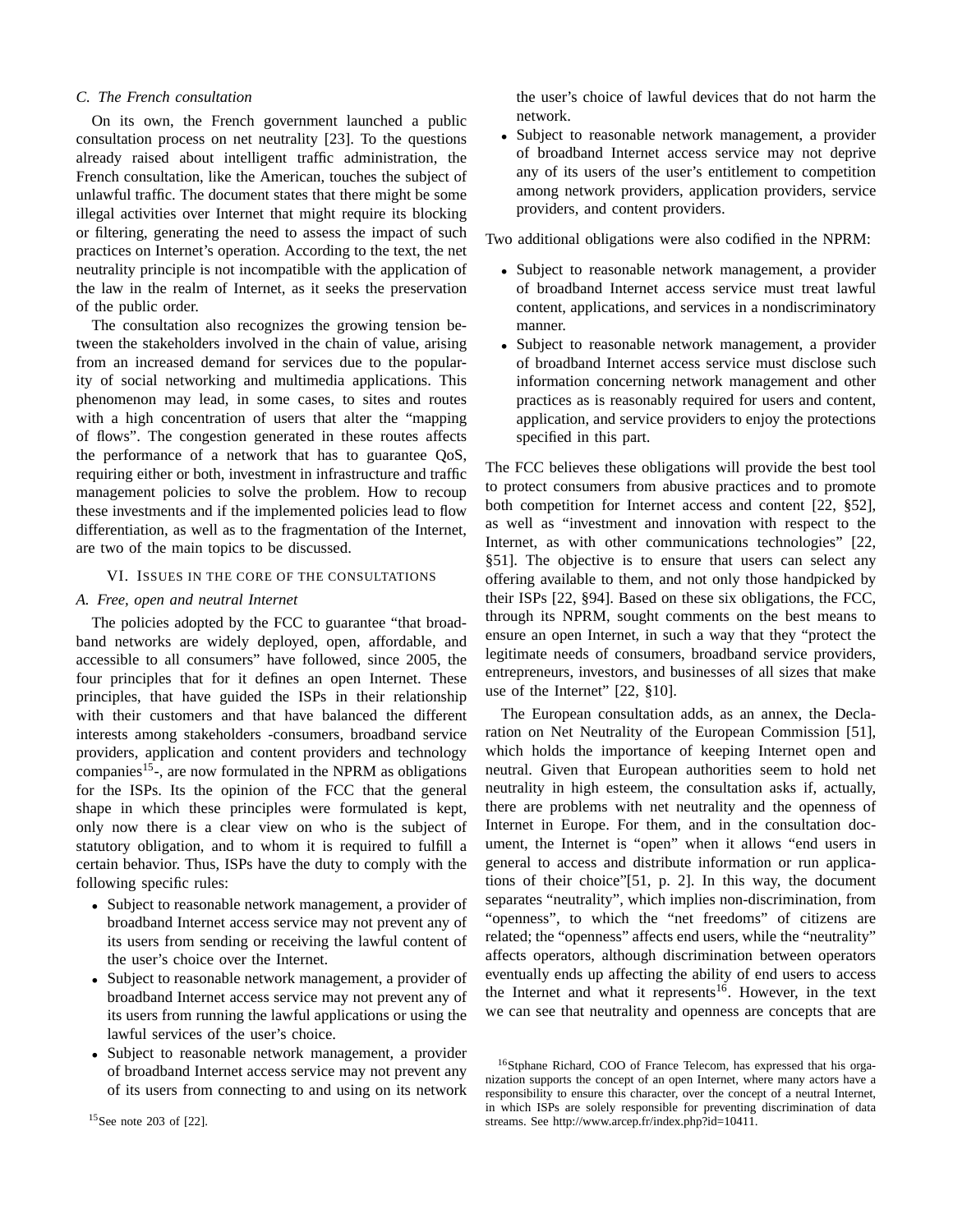### C. The French consultation

On its own, the French government launched a public consultation process on net neutrality [23]. To the questions already raised about intelligent traffic administration, the French consultation, like the American, touches the subject of unlawful traffic. The document states that there might be some illegal activities over Internet that might require its blocking or filtering, generating the need to assess the impact of such practices on Internet's operation. According to the text, the net neutrality principle is not incompatible with the application of the law in the realm of Internet, as it seeks the preservation of the public order.

The consultation also recognizes the growing tension between the stakeholders involved in the chain of value, arising from an increased demand for services due to the popularity of social networking and multimedia applications. This phenomenon may lead, in some cases, to sites and routes with a high concentration of users that alter the "mapping of flows". The congestion generated in these routes affects the performance of a network that has to guarantee QoS, requiring either or both, investment in infrastructure and traffic management policies to solve the problem. How to recoup these investments and if the implemented policies lead to flow differentiation, as well as to the fragmentation of the Internet, are two of the main topics to be discussed.

## VI. Issues in the core of the consultations

### A. Free, open and neutral Internet

The policies adopted by the FCC to guarantee "that broadband networks are widely deployed, open, affordable, and accessible to all consumers" have followed, since 2005, the four principles that for it defines an open Internet. These principles, that have guided the ISPs in their relationship with their customers and that have balanced the different interests among stakeholders -consumers, broadband service providers, application and content providers and technology companies[15]-, are now formulated in the NPRM as obligations for the ISPs. Its the opinion of the FCC that the general shape in which these principles were formulated is kept, only now there is a clear view on who is the subject of statutory obligation, and to whom it is required to fulfill a certain behavior. Thus, ISPs have the duty to comply with the following specific rules:

- Subject to reasonable network management, a provider of broadband Internet access service may not prevent any of its users from sending or receiving the lawful content of the user's choice over the Internet.
- Subject to reasonable network management, a provider of broadband Internet access service may not prevent any of its users from running the lawful applications or using the lawful services of the user's choice.
- Subject to reasonable network management, a provider of broadband Internet access service may not prevent any of its users from connecting to and using on its network the user's choice of lawful devices that do not harm the network.
- Subject to reasonable network management, a provider of broadband Internet access service may not deprive any of its users of the user's entitlement to competition among network providers, application providers, service providers, and content providers.

Two additional obligations were also codified in the NPRM:

- Subject to reasonable network management, a provider of broadband Internet access service must treat lawful content, applications, and services in a nondiscriminatory manner.
- Subject to reasonable network management, a provider of broadband Internet access service must disclose such information concerning network management and other practices as is reasonably required for users and content, application, and service providers to enjoy the protections specified in this part.

The FCC believes these obligations will provide the best tool to protect consumers from abusive practices and to promote both competition for Internet access and content [22, §52], as well as "investment and innovation with respect to the Internet, as with other communications technologies" [22, §51]. The objective is to ensure that users can select any offering available to them, and not only those handpicked by their ISPs [22, §94]. Based on these six obligations, the FCC, through its NPRM, sought comments on the best means to ensure an open Internet, in such a way that they "protect the legitimate needs of consumers, broadband service providers, entrepreneurs, investors, and businesses of all sizes that make use of the Internet" [22, §10].

The European consultation adds, as an annex, the Declaration on Net Neutrality of the European Commission [51], which holds the importance of keeping Internet open and neutral. Given that European authorities seem to hold net neutrality in high esteem, the consultation asks if, actually, there are problems with net neutrality and the openness of Internet in Europe. For them, and in the consultation document, the Internet is "open" when it allows "end users in general to access and distribute information or run applications of their choice"[51, p. 2]. In this way, the document separates "neutrality", which implies non-discrimination, from "openness", to which the "net freedoms" of citizens are related; the "openness" affects end users, while the "neutrality" affects operators, although discrimination between operators eventually ends up affecting the ability of end users to access the Internet and what it represents[16]. However, in the text we can see that neutrality and openness are concepts that are

[15] See note 203 of [22].

[16] Stphane Richard, COO of France Telecom, has expressed that his organization supports the concept of an open Internet, where many actors have a responsibility to ensure this character, over the concept of a neutral Internet, in which ISPs are solely responsible for preventing discrimination of data streams. See http://www.arcep.fr/index.php?id=10411.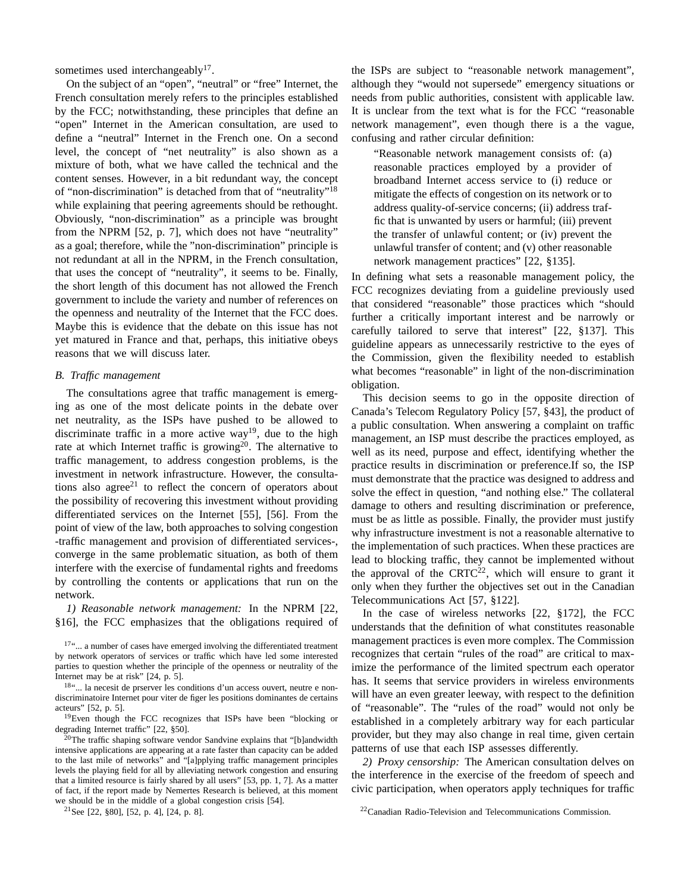sometimes used interchangeably[17].

On the subject of an "open", "neutral" or "free" Internet, the French consultation merely refers to the principles established by the FCC; notwithstanding, these principles that define an "open" Internet in the American consultation, are used to define a "neutral" Internet in the French one. On a second level, the concept of "net neutrality" is also shown as a mixture of both, what we have called the technical and the content senses. However, in a bit redundant way, the concept of "non-discrimination" is detached from that of "neutrality"[18] while explaining that peering agreements should be rethought. Obviously, "non-discrimination" as a principle was brought from the NPRM [52, p. 7], which does not have "neutrality" as a goal; therefore, while the "non-discrimination" principle is not redundant at all in the NPRM, in the French consultation, that uses the concept of "neutrality", it seems to be. Finally, the short length of this document has not allowed the French government to include the variety and number of references on the openness and neutrality of the Internet that the FCC does. Maybe this is evidence that the debate on this issue has not yet matured in France and that, perhaps, this initiative obeys reasons that we will discuss later.

*B. Traffic management*

The consultations agree that traffic management is emerging as one of the most delicate points in the debate over net neutrality, as the ISPs have pushed to be allowed to discriminate traffic in a more active way[19], due to the high rate at which Internet traffic is growing[20]. The alternative to traffic management, to address congestion problems, is the investment in network infrastructure. However, the consultations also agree[21] to reflect the concern of operators about the possibility of recovering this investment without providing differentiated services on the Internet [55], [56]. From the point of view of the law, both approaches to solving congestion -traffic management and provision of differentiated services-, converge in the same problematic situation, as both of them interfere with the exercise of fundamental rights and freedoms by controlling the contents or applications that run on the network.

*1) Reasonable network management:* In the NPRM [22, §16], the FCC emphasizes that the obligations required of the ISPs are subject to "reasonable network management", although they "would not supersede" emergency situations or needs from public authorities, consistent with applicable law. It is unclear from the text what is for the FCC "reasonable network management", even though there is a the vague, confusing and rather circular definition:

> "Reasonable network management consists of: (a) reasonable practices employed by a provider of broadband Internet access service to (i) reduce or mitigate the effects of congestion on its network or to address quality-of-service concerns; (ii) address traffic that is unwanted by users or harmful; (iii) prevent the transfer of unlawful content; or (iv) prevent the unlawful transfer of content; and (v) other reasonable network management practices" [22, §135].

In defining what sets a reasonable management policy, the FCC recognizes deviating from a guideline previously used that considered "reasonable" those practices which "should further a critically important interest and be narrowly or carefully tailored to serve that interest" [22, §137]. This guideline appears as unnecessarily restrictive to the eyes of the Commission, given the flexibility needed to establish what becomes "reasonable" in light of the non-discrimination obligation.

This decision seems to go in the opposite direction of Canada's Telecom Regulatory Policy [57, §43], the product of a public consultation. When answering a complaint on traffic management, an ISP must describe the practices employed, as well as its need, purpose and effect, identifying whether the practice results in discrimination or preference.If so, the ISP must demonstrate that the practice was designed to address and solve the effect in question, "and nothing else." The collateral damage to others and resulting discrimination or preference, must be as little as possible. Finally, the provider must justify why infrastructure investment is not a reasonable alternative to the implementation of such practices. When these practices are lead to blocking traffic, they cannot be implemented without the approval of the CRTC[22], which will ensure to grant it only when they further the objectives set out in the Canadian Telecommunications Act [57, §122].

In the case of wireless networks [22, §172], the FCC understands that the definition of what constitutes reasonable management practices is even more complex. The Commission recognizes that certain "rules of the road" are critical to maximize the performance of the limited spectrum each operator has. It seems that service providers in wireless environments will have an even greater leeway, with respect to the definition of "reasonable". The "rules of the road" would not only be established in a completely arbitrary way for each particular provider, but they may also change in real time, given certain patterns of use that each ISP assesses differently.

*2) Proxy censorship:* The American consultation delves on the interference in the exercise of the freedom of speech and civic participation, when operators apply techniques for traffic

[17] "... a number of cases have emerged involving the differentiated treatment by network operators of services or traffic which have led some interested parties to question whether the principle of the openness or neutrality of the Internet may be at risk" [24, p. 5].

[18] "... la necesit de prserver les conditions d'un access ouvert, neutre e non-discriminatoire Internet pour viter de figer les positions dominantes de certains acteurs" [52, p. 5].

[19] Even though the FCC recognizes that ISPs have been "blocking or degrading Internet traffic" [22, §50].

[20] The traffic shaping software vendor Sandvine explains that "[b]andwidth intensive applications are appearing at a rate faster than capacity can be added to the last mile of networks" and "[a]pplying traffic management principles levels the playing field for all by alleviating network congestion and ensuring that a limited resource is fairly shared by all users" [53, pp. 1, 7]. As a matter of fact, if the report made by Nemertes Research is believed, at this moment we should be in the middle of a global congestion crisis [54].

[21] See [22, §80], [52, p. 4], [24, p. 8].

[22] Canadian Radio-Television and Telecommunications Commission.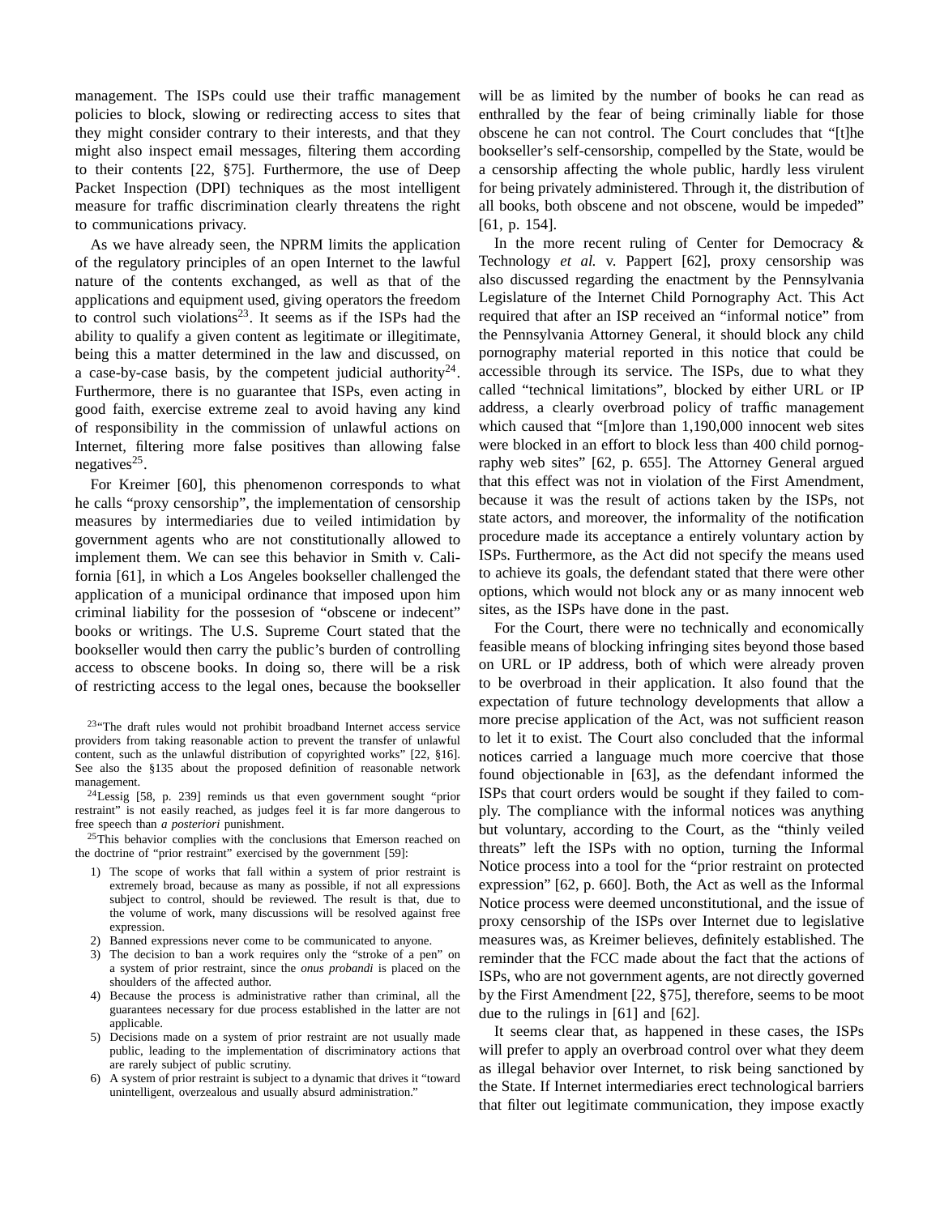management. The ISPs could use their traffic management policies to block, slowing or redirecting access to sites that they might consider contrary to their interests, and that they might also inspect email messages, filtering them according to their contents [22, §75]. Furthermore, the use of Deep Packet Inspection (DPI) techniques as the most intelligent measure for traffic discrimination clearly threatens the right to communications privacy.

As we have already seen, the NPRM limits the application of the regulatory principles of an open Internet to the lawful nature of the contents exchanged, as well as that of the applications and equipment used, giving operators the freedom to control such violations[23]. It seems as if the ISPs had the ability to qualify a given content as legitimate or illegitimate, being this a matter determined in the law and discussed, on a case-by-case basis, by the competent judicial authority[24]. Furthermore, there is no guarantee that ISPs, even acting in good faith, exercise extreme zeal to avoid having any kind of responsibility in the commission of unlawful actions on Internet, filtering more false positives than allowing false negatives[25].

For Kreimer [60], this phenomenon corresponds to what he calls "proxy censorship", the implementation of censorship measures by intermediaries due to veiled intimidation by government agents who are not constitutionally allowed to implement them. We can see this behavior in Smith v. California [61], in which a Los Angeles bookseller challenged the application of a municipal ordinance that imposed upon him criminal liability for the possesion of "obscene or indecent" books or writings. The U.S. Supreme Court stated that the bookseller would then carry the public's burden of controlling access to obscene books. In doing so, there will be a risk of restricting access to the legal ones, because the bookseller will be as limited by the number of books he can read as enthralled by the fear of being criminally liable for those obscene he can not control. The Court concludes that "[t]he bookseller's self-censorship, compelled by the State, would be a censorship affecting the whole public, hardly less virulent for being privately administered. Through it, the distribution of all books, both obscene and not obscene, would be impeded" [61, p. 154].

In the more recent ruling of Center for Democracy & Technology *et al.* v. Pappert [62], proxy censorship was also discussed regarding the enactment by the Pennsylvania Legislature of the Internet Child Pornography Act. This Act required that after an ISP received an "informal notice" from the Pennsylvania Attorney General, it should block any child pornography material reported in this notice that could be accessible through its service. The ISPs, due to what they called "technical limitations", blocked by either URL or IP address, a clearly overbroad policy of traffic management which caused that "[m]ore than 1,190,000 innocent web sites were blocked in an effort to block less than 400 child pornography web sites" [62, p. 655]. The Attorney General argued that this effect was not in violation of the First Amendment, because it was the result of actions taken by the ISPs, not state actors, and moreover, the informality of the notification procedure made its acceptance a entirely voluntary action by ISPs. Furthermore, as the Act did not specify the means used to achieve its goals, the defendant stated that there were other options, which would not block any or as many innocent web sites, as the ISPs have done in the past.

For the Court, there were no technically and economically feasible means of blocking infringing sites beyond those based on URL or IP address, both of which were already proven to be overbroad in their application. It also found that the expectation of future technology developments that allow a more precise application of the Act, was not sufficient reason to let it to exist. The Court also concluded that the informal notices carried a language much more coercive that those found objectionable in [63], as the defendant informed the ISPs that court orders would be sought if they failed to comply. The compliance with the informal notices was anything but voluntary, according to the Court, as the "thinly veiled threats" left the ISPs with no option, turning the Informal Notice process into a tool for the "prior restraint on protected expression" [62, p. 660]. Both, the Act as well as the Informal Notice process were deemed unconstitutional, and the issue of proxy censorship of the ISPs over Internet due to legislative measures was, as Kreimer believes, definitely established. The reminder that the FCC made about the fact that the actions of ISPs, who are not government agents, are not directly governed by the First Amendment [22, §75], therefore, seems to be moot due to the rulings in [61] and [62].

It seems clear that, as happened in these cases, the ISPs will prefer to apply an overbroad control over what they deem as illegal behavior over Internet, to risk being sanctioned by the State. If Internet intermediaries erect technological barriers that filter out legitimate communication, they impose exactly

[23]"The draft rules would not prohibit broadband Internet access service providers from taking reasonable action to prevent the transfer of unlawful content, such as the unlawful distribution of copyrighted works" [22, §16]. See also the §135 about the proposed definition of reasonable network management.

[24]Lessig [58, p. 239] reminds us that even government sought "prior restraint" is not easily reached, as judges feel it is far more dangerous to free speech than *a posteriori* punishment.

[25]This behavior complies with the conclusions that Emerson reached on the doctrine of "prior restraint" exercised by the government [59]:

1) The scope of works that fall within a system of prior restraint is extremely broad, because as many as possible, if not all expressions subject to control, should be reviewed. The result is that, due to the volume of work, many discussions will be resolved against free expression.
2) Banned expressions never come to be communicated to anyone.
3) The decision to ban a work requires only the "stroke of a pen" on a system of prior restraint, since the *onus probandi* is placed on the shoulders of the affected author.
4) Because the process is administrative rather than criminal, all the guarantees necessary for due process established in the latter are not applicable.
5) Decisions made on a system of prior restraint are not usually made public, leading to the implementation of discriminatory actions that are rarely subject of public scrutiny.
6) A system of prior restraint is subject to a dynamic that drives it "toward unintelligent, overzealous and usually absurd administration."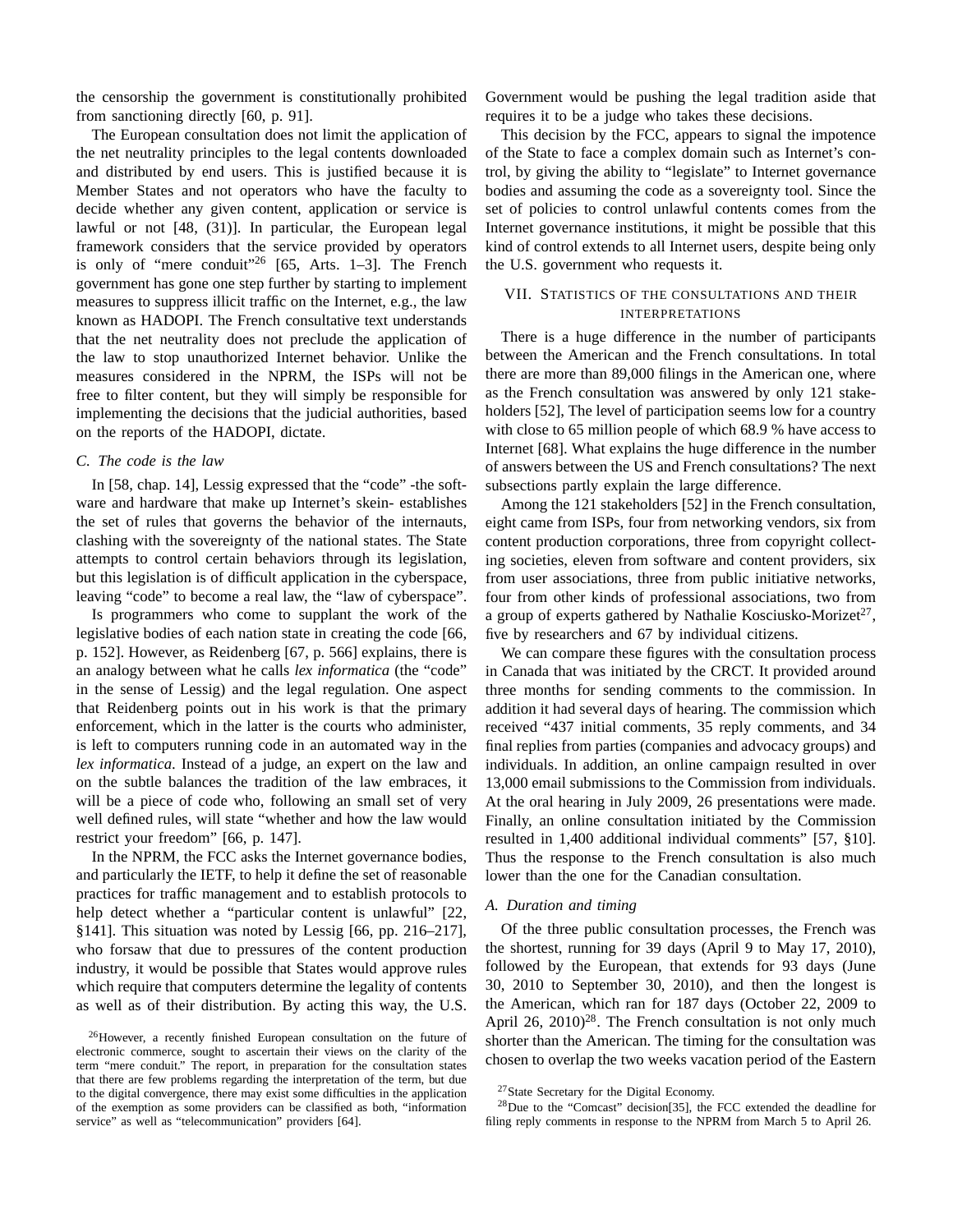the censorship the government is constitutionally prohibited from sanctioning directly [60, p. 91].

The European consultation does not limit the application of the net neutrality principles to the legal contents downloaded and distributed by end users. This is justified because it is Member States and not operators who have the faculty to decide whether any given content, application or service is lawful or not [48, (31)]. In particular, the European legal framework considers that the service provided by operators is only of "mere conduit"[26] [65, Arts. 1–3]. The French government has gone one step further by starting to implement measures to suppress illicit traffic on the Internet, e.g., the law known as HADOPI. The French consultative text understands that the net neutrality does not preclude the application of the law to stop unauthorized Internet behavior. Unlike the measures considered in the NPRM, the ISPs will not be free to filter content, but they will simply be responsible for implementing the decisions that the judicial authorities, based on the reports of the HADOPI, dictate.

### C. The code is the law

In [58, chap. 14], Lessig expressed that the "code" -the software and hardware that make up Internet's skein- establishes the set of rules that governs the behavior of the internauts, clashing with the sovereignty of the national states. The State attempts to control certain behaviors through its legislation, but this legislation is of difficult application in the cyberspace, leaving "code" to become a real law, the "law of cyberspace".

Is programmers who come to supplant the work of the legislative bodies of each nation state in creating the code [66, p. 152]. However, as Reidenberg [67, p. 566] explains, there is an analogy between what he calls *lex informatica* (the "code" in the sense of Lessig) and the legal regulation. One aspect that Reidenberg points out in his work is that the primary enforcement, which in the latter is the courts who administer, is left to computers running code in an automated way in the *lex informatica*. Instead of a judge, an expert on the law and on the subtle balances the tradition of the law embraces, it will be a piece of code who, following an small set of very well defined rules, will state "whether and how the law would restrict your freedom" [66, p. 147].

In the NPRM, the FCC asks the Internet governance bodies, and particularly the IETF, to help it define the set of reasonable practices for traffic management and to establish protocols to help detect whether a "particular content is unlawful" [22, §141]. This situation was noted by Lessig [66, pp. 216–217], who forsaw that due to pressures of the content production industry, it would be possible that States would approve rules which require that computers determine the legality of contents as well as of their distribution. By acting this way, the U.S. Government would be pushing the legal tradition aside that requires it to be a judge who takes these decisions.

This decision by the FCC, appears to signal the impotence of the State to face a complex domain such as Internet's control, by giving the ability to "legislate" to Internet governance bodies and assuming the code as a sovereignty tool. Since the set of policies to control unlawful contents comes from the Internet governance institutions, it might be possible that this kind of control extends to all Internet users, despite being only the U.S. government who requests it.

## VII. Statistics of the consultations and their interpretations

There is a huge difference in the number of participants between the American and the French consultations. In total there are more than 89,000 filings in the American one, where as the French consultation was answered by only 121 stakeholders [52], The level of participation seems low for a country with close to 65 million people of which 68.9 % have access to Internet [68]. What explains the huge difference in the number of answers between the US and French consultations? The next subsections partly explain the large difference.

Among the 121 stakeholders [52] in the French consultation, eight came from ISPs, four from networking vendors, six from content production corporations, three from copyright collecting societies, eleven from software and content providers, six from user associations, three from public initiative networks, four from other kinds of professional associations, two from a group of experts gathered by Nathalie Kosciusko-Morizet[27], five by researchers and 67 by individual citizens.

We can compare these figures with the consultation process in Canada that was initiated by the CRCT. It provided around three months for sending comments to the commission. In addition it had several days of hearing. The commission which received "437 initial comments, 35 reply comments, and 34 final replies from parties (companies and advocacy groups) and individuals. In addition, an online campaign resulted in over 13,000 email submissions to the Commission from individuals. At the oral hearing in July 2009, 26 presentations were made. Finally, an online consultation initiated by the Commission resulted in 1,400 additional individual comments" [57, §10]. Thus the response to the French consultation is also much lower than the one for the Canadian consultation.

### A. Duration and timing

Of the three public consultation processes, the French was the shortest, running for 39 days (April 9 to May 17, 2010), followed by the European, that extends for 93 days (June 30, 2010 to September 30, 2010), and then the longest is the American, which ran for 187 days (October 22, 2009 to April 26, 2010)[28]. The French consultation is not only much shorter than the American. The timing for the consultation was chosen to overlap the two weeks vacation period of the Eastern

[26] However, a recently finished European consultation on the future of electronic commerce, sought to ascertain their views on the clarity of the term "mere conduit." The report, in preparation for the consultation states that there are few problems regarding the interpretation of the term, but due to the digital convergence, there may exist some difficulties in the application of the exemption as some providers can be classified as both, "information service" as well as "telecommunication" providers [64].

[27] State Secretary for the Digital Economy.

[28] Due to the "Comcast" decision[35], the FCC extended the deadline for filing reply comments in response to the NPRM from March 5 to April 26.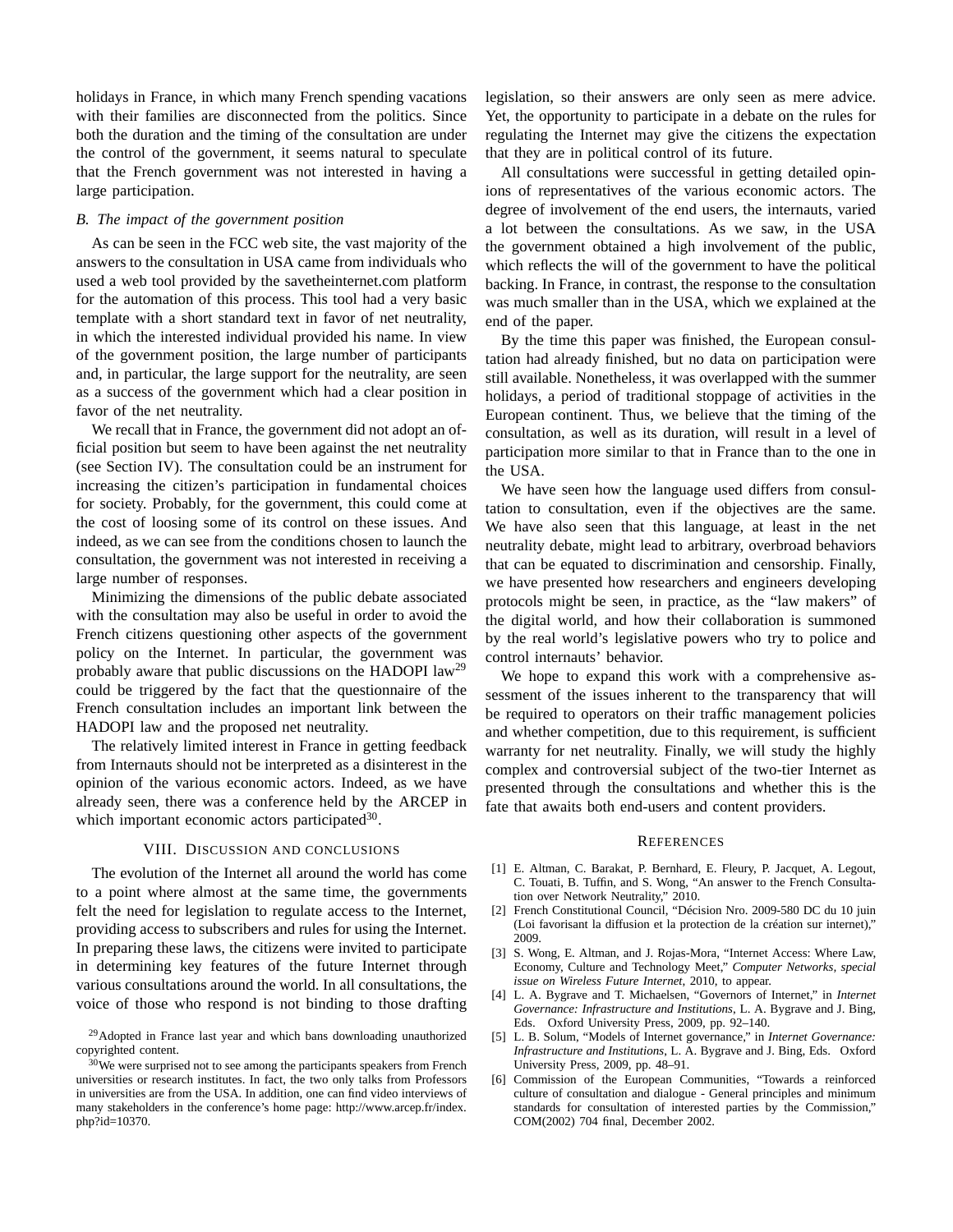holidays in France, in which many French spending vacations with their families are disconnected from the politics. Since both the duration and the timing of the consultation are under the control of the government, it seems natural to speculate that the French government was not interested in having a large participation.

### *B. The impact of the government position*

As can be seen in the FCC web site, the vast majority of the answers to the consultation in USA came from individuals who used a web tool provided by the savetheinternet.com platform for the automation of this process. This tool had a very basic template with a short standard text in favor of net neutrality, in which the interested individual provided his name. In view of the government position, the large number of participants and, in particular, the large support for the neutrality, are seen as a success of the government which had a clear position in favor of the net neutrality.

We recall that in France, the government did not adopt an official position but seem to have been against the net neutrality (see Section IV). The consultation could be an instrument for increasing the citizen's participation in fundamental choices for society. Probably, for the government, this could come at the cost of loosing some of its control on these issues. And indeed, as we can see from the conditions chosen to launch the consultation, the government was not interested in receiving a large number of responses.

Minimizing the dimensions of the public debate associated with the consultation may also be useful in order to avoid the French citizens questioning other aspects of the government policy on the Internet. In particular, the government was probably aware that public discussions on the HADOPI law[29] could be triggered by the fact that the questionnaire of the French consultation includes an important link between the HADOPI law and the proposed net neutrality.

The relatively limited interest in France in getting feedback from Internauts should not be interpreted as a disinterest in the opinion of the various economic actors. Indeed, as we have already seen, there was a conference held by the ARCEP in which important economic actors participated[30].

## VIII. Discussion and conclusions

The evolution of the Internet all around the world has come to a point where almost at the same time, the governments felt the need for legislation to regulate access to the Internet, providing access to subscribers and rules for using the Internet. In preparing these laws, the citizens were invited to participate in determining key features of the future Internet through various consultations around the world. In all consultations, the voice of those who respond is not binding to those drafting legislation, so their answers are only seen as mere advice. Yet, the opportunity to participate in a debate on the rules for regulating the Internet may give the citizens the expectation that they are in political control of its future.

All consultations were successful in getting detailed opinions of representatives of the various economic actors. The degree of involvement of the end users, the internauts, varied a lot between the consultations. As we saw, in the USA the government obtained a high involvement of the public, which reflects the will of the government to have the political backing. In France, in contrast, the response to the consultation was much smaller than in the USA, which we explained at the end of the paper.

By the time this paper was finished, the European consultation had already finished, but no data on participation were still available. Nonetheless, it was overlapped with the summer holidays, a period of traditional stoppage of activities in the European continent. Thus, we believe that the timing of the consultation, as well as its duration, will result in a level of participation more similar to that in France than to the one in the USA.

We have seen how the language used differs from consultation to consultation, even if the objectives are the same. We have also seen that this language, at least in the net neutrality debate, might lead to arbitrary, overbroad behaviors that can be equated to discrimination and censorship. Finally, we have presented how researchers and engineers developing protocols might be seen, in practice, as the "law makers" of the digital world, and how their collaboration is summoned by the real world's legislative powers who try to police and control internauts' behavior.

We hope to expand this work with a comprehensive assessment of the issues inherent to the transparency that will be required to operators on their traffic management policies and whether competition, due to this requirement, is sufficient warranty for net neutrality. Finally, we will study the highly complex and controversial subject of the two-tier Internet as presented through the consultations and whether this is the fate that awaits both end-users and content providers.

## References

[1] E. Altman, C. Barakat, P. Bernhard, E. Fleury, P. Jacquet, A. Legout, C. Touati, B. Tuffin, and S. Wong, "An answer to the French Consultation over Network Neutrality," 2010.

[2] French Constitutional Council, "Décision Nro. 2009-580 DC du 10 juin (Loi favorisant la diffusion et la protection de la création sur internet)," 2009.

[3] S. Wong, E. Altman, and J. Rojas-Mora, "Internet Access: Where Law, Economy, Culture and Technology Meet," *Computer Networks, special issue on Wireless Future Internet*, 2010, to appear.

[4] L. A. Bygrave and T. Michaelsen, "Governors of Internet," in *Internet Governance: Infrastructure and Institutions*, L. A. Bygrave and J. Bing, Eds. Oxford University Press, 2009, pp. 92–140.

[5] L. B. Solum, "Models of Internet governance," in *Internet Governance: Infrastructure and Institutions*, L. A. Bygrave and J. Bing, Eds. Oxford University Press, 2009, pp. 48–91.

[6] Commission of the European Communities, "Towards a reinforced culture of consultation and dialogue - General principles and minimum standards for consultation of interested parties by the Commission," COM(2002) 704 final, December 2002.

[29] Adopted in France last year and which bans downloading unauthorized copyrighted content.

[30] We were surprised not to see among the participants speakers from French universities or research institutes. In fact, the two only talks from Professors in universities are from the USA. In addition, one can find video interviews of many stakeholders in the conference's home page: http://www.arcep.fr/index.php?id=10370.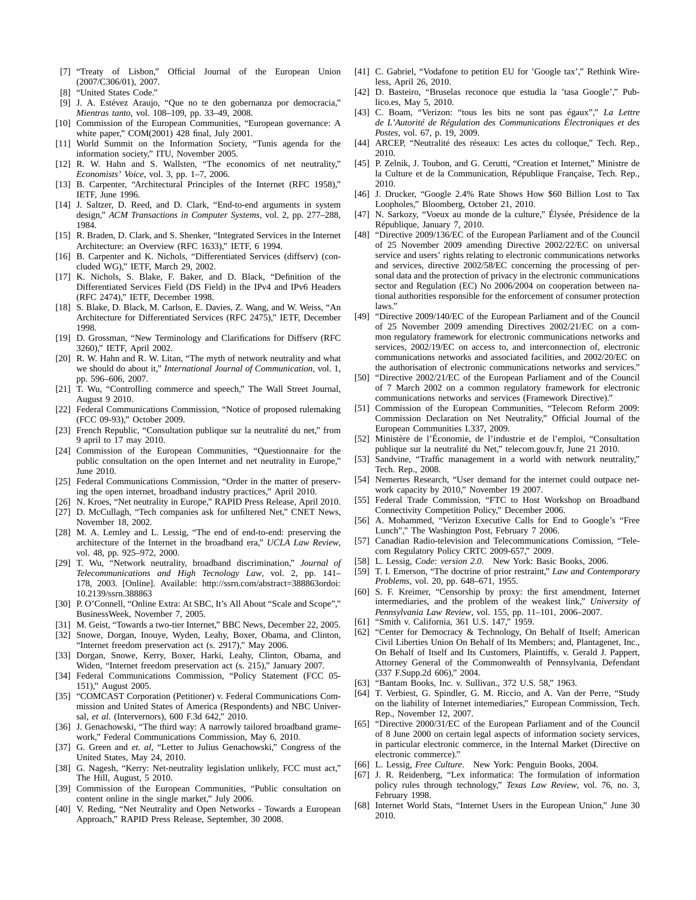[7] "Treaty of Lisbon," Official Journal of the European Union (2007/C306/01), 2007.

[8] "United States Code."

[9] J. A. Estévez Araujo, "Que no te den gobernanza por democracia," *Mientras tanto*, vol. 108–109, pp. 33–49, 2008.

[10] Commission of the European Communities, "European governance: A white paper," COM(2001) 428 final, July 2001.

[11] World Summit on the Information Society, "Tunis agenda for the information society," ITU, November 2005.

[12] R. W. Hahn and S. Wallsten, "The economics of net neutrality," *Economists' Voice*, vol. 3, pp. 1–7, 2006.

[13] B. Carpenter, "Architectural Principles of the Internet (RFC 1958)," IETF, June 1996.

[14] J. Saltzer, D. Reed, and D. Clark, "End-to-end arguments in system design," *ACM Transactions in Computer Systems*, vol. 2, pp. 277–288, 1984.

[15] R. Braden, D. Clark, and S. Shenker, "Integrated Services in the Internet Architecture: an Overview (RFC 1633)," IETF, 6 1994.

[16] B. Carpenter and K. Nichols, "Differentiated Services (diffserv) (concluded WG)," IETF, March 29, 2002.

[17] K. Nichols, S. Blake, F. Baker, and D. Black, "Definition of the Differentiated Services Field (DS Field) in the IPv4 and IPv6 Headers (RFC 2474)," IETF, December 1998.

[18] S. Blake, D. Black, M. Carlson, E. Davies, Z. Wang, and W. Weiss, "An Architecture for Differentiated Services (RFC 2475)," IETF, December 1998.

[19] D. Grossman, "New Terminology and Clarifications for Diffserv (RFC 3260)," IETF, April 2002.

[20] R. W. Hahn and R. W. Litan, "The myth of network neutrality and what we should do about it," *International Journal of Communication*, vol. 1, pp. 596–606, 2007.

[21] T. Wu, "Controlling commerce and speech," The Wall Street Journal, August 9 2010.

[22] Federal Communications Commission, "Notice of proposed rulemaking (FCC 09-93)," October 2009.

[23] French Republic, "Consultation publique sur la neutralité du net," from 9 april to 17 may 2010.

[24] Commission of the European Communities, "Questionnaire for the public consultation on the open Internet and net neutrality in Europe," June 2010.

[25] Federal Communications Commission, "Order in the matter of preserving the open internet, broadband industry practices," April 2010.

[26] N. Kroes, "Net neutrality in Europe," RAPID Press Release, April 2010.

[27] D. McCullagh, "Tech companies ask for unfiltered Net," CNET News, November 18, 2002.

[28] M. A. Lemley and L. Lessig, "The end of end-to-end: preserving the architecture of the Internet in the broadband era," *UCLA Law Review*, vol. 48, pp. 925–972, 2000.

[29] T. Wu, "Network neutrality, broadband discrimination," *Journal of Telecommunications and High Tecnology Law*, vol. 2, pp. 141–178, 2003. [Online]. Available: http://ssrn.com/abstract=388863ordoi: 10.2139/ssrn.388863

[30] P. O'Connell, "Online Extra: At SBC, It's All About "Scale and Scope"," BusinessWeek, November 7, 2005.

[31] M. Geist, "Towards a two-tier Internet," BBC News, December 22, 2005.

[32] Snowe, Dorgan, Inouye, Wyden, Leahy, Boxer, Obama, and Clinton, "Internet freedom preservation act (s. 2917)," May 2006.

[33] Dorgan, Snowe, Kerry, Boxer, Harki, Leahy, Clinton, Obama, and Widen, "Internet freedom preservation act (s. 215)," January 2007.

[34] Federal Communications Commission, "Policy Statement (FCC 05-151)," August 2005.

[35] "COMCAST Corporation (Petitioner) v. Federal Communications Commission and United States of America (Respondents) and NBC Universal, *et al.* (Intervernors), 600 F.3d 642," 2010.

[36] J. Genachowski, "The third way: A narrowly tailored broadband gramework," Federal Communications Commission, May 6, 2010.

[37] G. Green and *et. al*, "Letter to Julius Genachowski," Congress of the United States, May 24, 2010.

[38] G. Nagesh, "Kerry: Net-neutrality legislation unlikely, FCC must act," The Hill, August, 5 2010.

[39] Commission of the European Communities, "Public consultation on content online in the single market," July 2006.

[40] V. Reding, "Net Neutrality and Open Networks - Towards a European Approach," RAPID Press Release, September, 30 2008.

[41] C. Gabriel, "Vodafone to petition EU for 'Google tax'," Rethink Wireless, April 26, 2010.

[42] D. Basteiro, "Bruselas reconoce que estudia la 'tasa Google'," Publico.es, May 5, 2010.

[43] C. Boam, "Verizon: "tous les bits ne sont pas égaux"," *La Lettre de L'Autorité de Régulation des Communications Électroniques et des Postes*, vol. 67, p. 19, 2009.

[44] ARCEP, "Neutralité des réseaux: Les actes du colloque," Tech. Rep., 2010.

[45] P. Zelnik, J. Toubon, and G. Cerutti, "Creation et Internet," Ministre de la Culture et de la Communication, République Française, Tech. Rep., 2010.

[46] J. Drucker, "Google 2.4% Rate Shows How \$60 Billion Lost to Tax Loopholes," Bloomberg, October 21, 2010.

[47] N. Sarkozy, "Voeux au monde de la culture," Élysée, Présidence de la République, January 7, 2010.

[48] "Directive 2009/136/EC of the European Parliament and of the Council of 25 November 2009 amending Directive 2002/22/EC on universal service and users' rights relating to electronic communications networks and services, directive 2002/58/EC concerning the processing of personal data and the protection of privacy in the electronic communications sector and Regulation (EC) No 2006/2004 on cooperation between national authorities responsible for the enforcement of consumer protection laws."

[49] "Directive 2009/140/EC of the European Parliament and of the Council of 25 November 2009 amending Directives 2002/21/EC on a common regulatory framework for electronic communications networks and services, 2002/19/EC on access to, and interconnection of, electronic communications networks and associated facilities, and 2002/20/EC on the authorisation of electronic communications networks and services."

[50] "Directive 2002/21/EC of the European Parliament and of the Council of 7 March 2002 on a common regulatory framework for electronic communications networks and services (Framework Directive)."

[51] Commission of the European Communities, "Telecom Reform 2009: Commission Declaration on Net Neutrality," Official Journal of the European Communities L337, 2009.

[52] Ministère de l'Économie, de l'industrie et de l'emploi, "Consultation publique sur la neutralité du Net," telecom.gouv.fr, June 21 2010.

[53] Sandvine, "Traffic management in a world with network neutrality," Tech. Rep., 2008.

[54] Nemertes Research, "User demand for the internet could outpace network capacity by 2010," November 19 2007.

[55] Federal Trade Commission, "FTC to Host Workshop on Broadband Connectivity Competition Policy," December 2006.

[56] A. Mohammed, "Verizon Executive Calls for End to Google's "Free Lunch"," The Washington Post, February 7 2006.

[57] Canadian Radio-television and Telecommunications Comission, "Telecom Regulatory Policy CRTC 2009-657," 2009.

[58] L. Lessig, *Code: version 2.0*. New York: Basic Books, 2006.

[59] T. I. Emerson, "The doctrine of prior restraint," *Law and Contemporary Problems*, vol. 20, pp. 648–671, 1955.

[60] S. F. Kreimer, "Censorship by proxy: the first amendment, Internet intermediaries, and the problem of the weakest link," *University of Pennsylvania Law Review*, vol. 155, pp. 11–101, 2006–2007.

[61] "Smith v. California, 361 U.S. 147," 1959.

[62] "Center for Democracy & Technology, On Behalf of Itself; American Civil Liberties Union On Behalf of Its Members; and, Plantagenet, Inc., On Behalf of Itself and Its Customers, Plaintiffs, v. Gerald J. Pappert, Attorney General of the Commonwealth of Pennsylvania, Defendant (337 F.Supp.2d 606)," 2004.

[63] "Bantam Books, Inc. v. Sullivan., 372 U.S. 58," 1963.

[64] T. Verbiest, G. Spindler, G. M. Riccio, and A. Van der Perre, "Study on the liability of Internet intemediaries," European Commission, Tech. Rep., November 12, 2007.

[65] "Directive 2000/31/EC of the European Parliament and of the Council of 8 June 2000 on certain legal aspects of information society services, in particular electronic commerce, in the Internal Market (Directive on electronic commerce)."

[66] L. Lessig, *Free Culture*. New York: Penguin Books, 2004.

[67] J. R. Reidenberg, "Lex informatica: The formulation of information policy rules through technology," *Texas Law Review*, vol. 76, no. 3, February 1998.

[68] Internet World Stats, "Internet Users in the European Union," June 30 2010.